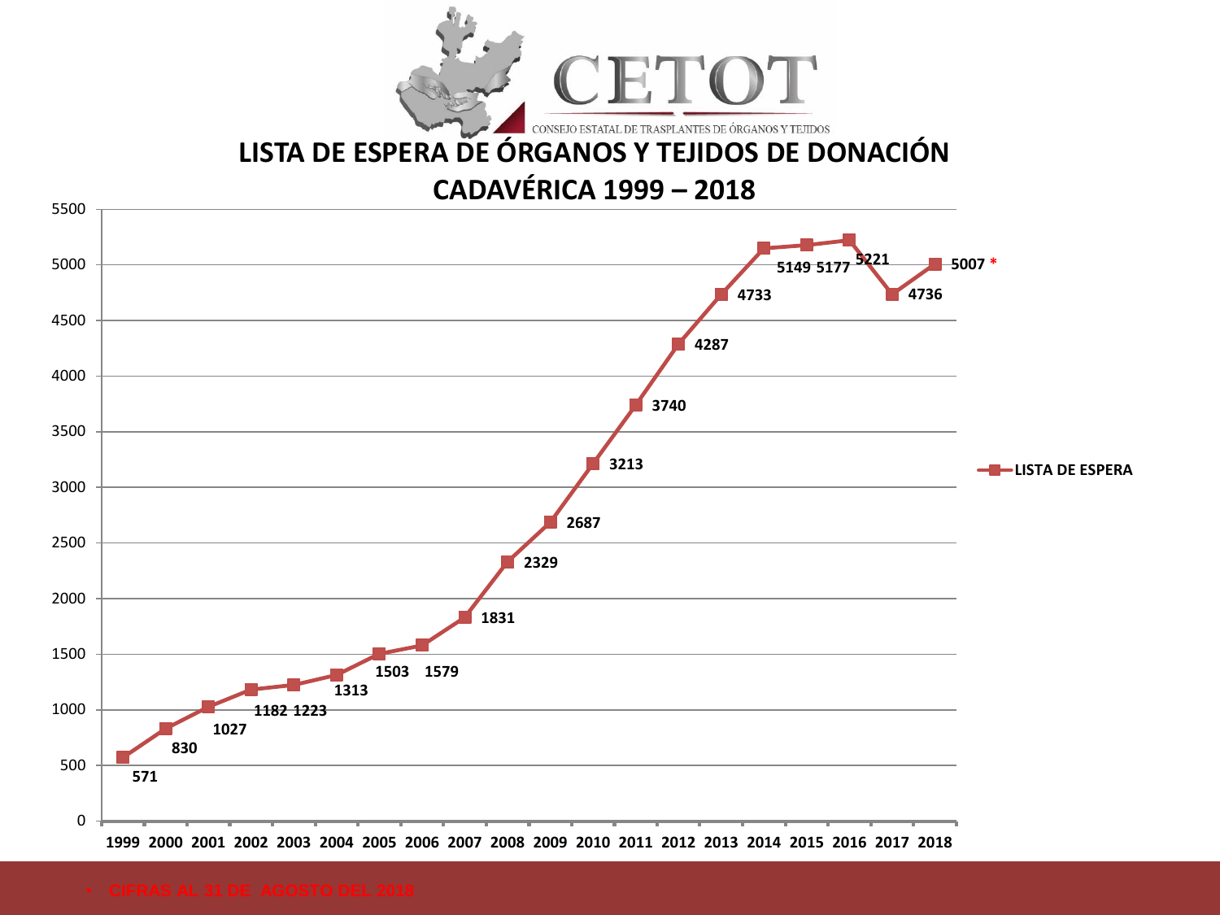CETOT

CONSEJO ESTATAL DE TRASPLANTES DE ÓRGANOS Y TEJIDOS

# LISTA DE ESPERA DE ÓRGANOS Y TEJIDOS DE DONACIÓN CADAVÉRICA 1999 – 2018

| Año | LISTA DE ESPERA |
|---|---|
| 1999 | 571 |
| 2000 | 830 |
| 2001 | 1027 |
| 2002 | 1182 |
| 2003 | 1223 |
| 2004 | 1313 |
| 2005 | 1503 |
| 2006 | 1579 |
| 2007 | 1831 |
| 2008 | 2329 |
| 2009 | 2687 |
| 2010 | 3213 |
| 2011 | 3740 |
| 2012 | 4287 |
| 2013 | 4733 |
| 2014 | 5149 |
| 2015 | 5177 |
| 2016 | 5221 |
| 2017 | 4736 |
| 2018 | 5007 * |

- CIFRAS AL 31 DE AGOSTO DEL 2018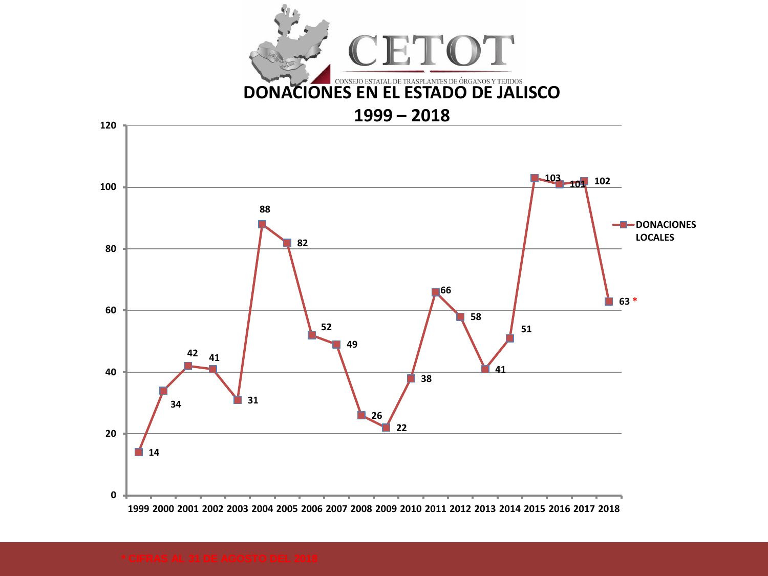CETOT

CONSEJO ESTATAL DE TRASPLANTES DE ÓRGANOS Y TEJIDOS

# DONACIONES EN EL ESTADO DE JALISCO

## 1999 – 2018

| Año | DONACIONES LOCALES |
|---|---|
| 1999 | 14 |
| 2000 | 34 |
| 2001 | 42 |
| 2002 | 41 |
| 2003 | 31 |
| 2004 | 88 |
| 2005 | 82 |
| 2006 | 52 |
| 2007 | 49 |
| 2008 | 26 |
| 2009 | 22 |
| 2010 | 38 |
| 2011 | 66 |
| 2012 | 58 |
| 2013 | 41 |
| 2014 | 51 |
| 2015 | 103 |
| 2016 | 101 |
| 2017 | 102 |
| 2018 | 63 * |

* CIFRAS AL 31 DE AGOSTO DEL 2018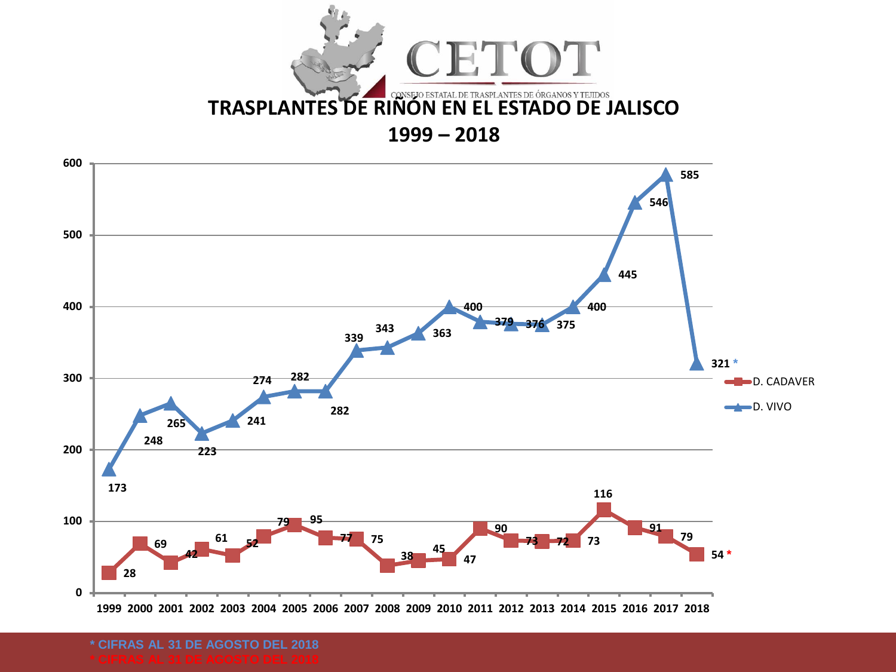CETOT

CONSEJO ESTATAL DE TRASPLANTES DE ÓRGANOS Y TEJIDOS

# TRASPLANTES DE RIÑÓN EN EL ESTADO DE JALISCO

## 1999 – 2018

| Año | D. VIVO | D. CADAVER |
|---|---|---|
| 1999 | 173 | 28 |
| 2000 | 248 | 69 |
| 2001 | 265 | 42 |
| 2002 | 223 | 61 |
| 2003 | 241 | 52 |
| 2004 | 274 | 79 |
| 2005 | 282 | 95 |
| 2006 | 282 | 77 |
| 2007 | 339 | 75 |
| 2008 | 343 | 38 |
| 2009 | 363 | 45 |
| 2010 | 400 | 47 |
| 2011 | 379 | 90 |
| 2012 | 376 | 73 |
| 2013 | 375 | 72 |
| 2014 | 400 | 73 |
| 2015 | 445 | 116 |
| 2016 | 546 | 91 |
| 2017 | 585 | 79 |
| 2018 | 321 * | 54 * |

* CIFRAS AL 31 DE AGOSTO DEL 2018

* CIFRAS AL 31 DE AGOSTO DEL 2018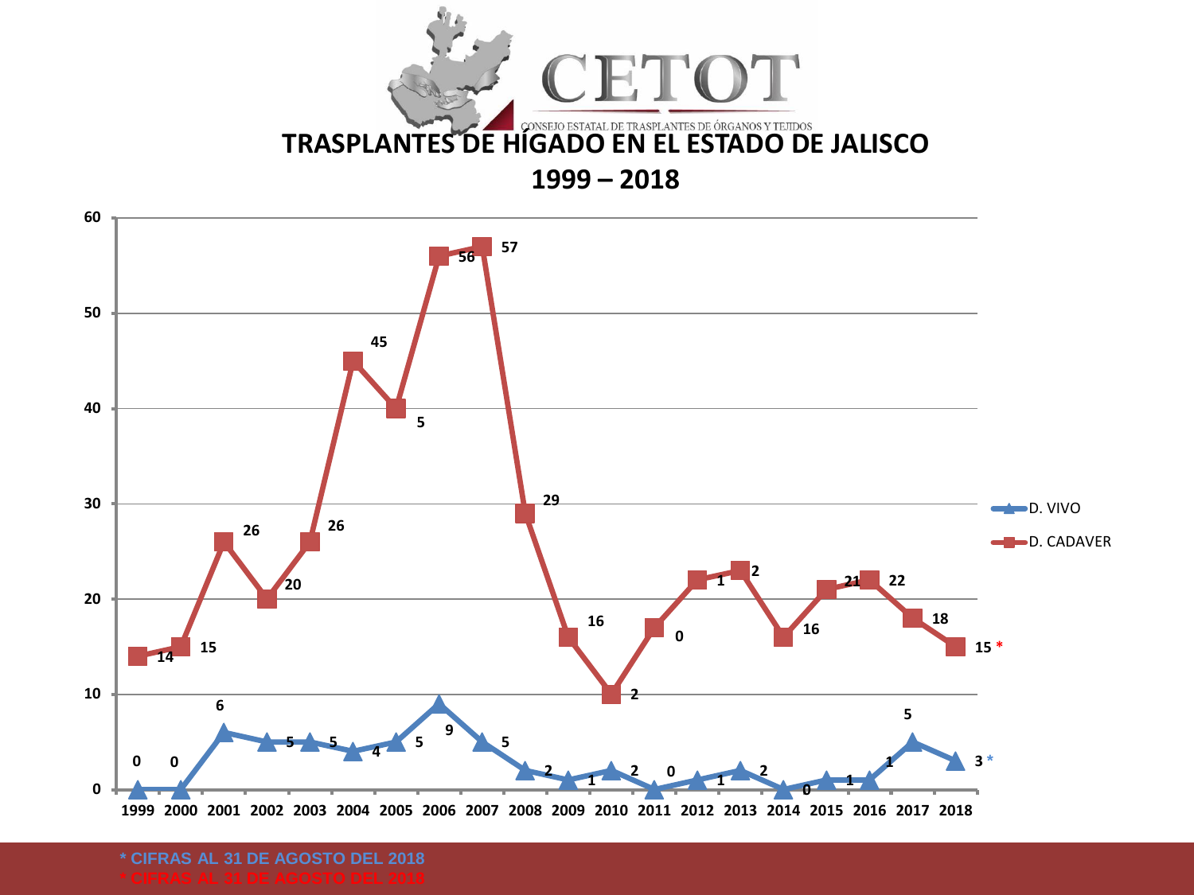CETOT

CONSEJO ESTATAL DE TRASPLANTES DE ÓRGANOS Y TEJIDOS

# TRASPLANTES DE HÍGADO EN EL ESTADO DE JALISCO

## 1999 – 2018

| Año | D. VIVO | D. CADAVER |
|---|---|---|
| 1999 | 0 | 14 |
| 2000 | 0 | 15 |
| 2001 | 6 | 26 |
| 2002 | 5 | 20 |
| 2003 | 5 | 26 |
| 2004 | 4 | 45 |
| 2005 | 5 | 40 |
| 2006 | 9 | 56 |
| 2007 | 5 | 57 |
| 2008 | 2 | 29 |
| 2009 | 1 | 16 |
| 2010 | 2 | 10 |
| 2011 | 0 | 17 |
| 2012 | 1 | 22 |
| 2013 | 2 | 23 |
| 2014 | 0 | 16 |
| 2015 | 1 | 21 |
| 2016 | 1 | 22 |
| 2017 | 5 | 18 |
| 2018 | 3 * | 15 * |

\* CIFRAS AL 31 DE AGOSTO DEL 2018

\* CIFRAS AL 31 DE AGOSTO DEL 2018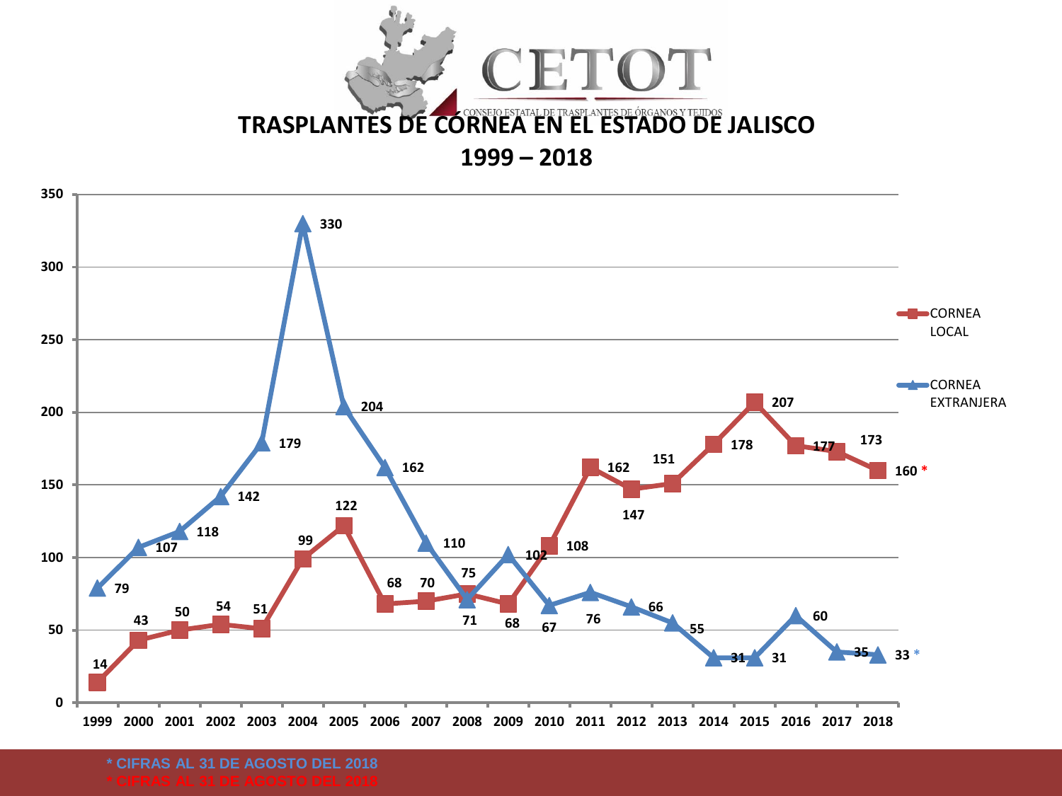CETOT

CONSEJO ESTATAL DE TRASPLANTES DE ÓRGANOS Y TEJIDOS

# TRASPLANTES DE CÓRNEA EN EL ESTADO DE JALISCO

## 1999 – 2018

| Año | CORNEA LOCAL | CORNEA EXTRANJERA |
|---|---|---|
| 1999 | 14 | 79 |
| 2000 | 43 | 107 |
| 2001 | 50 | 118 |
| 2002 | 54 | 142 |
| 2003 | 51 | 179 |
| 2004 | 99 | 330 |
| 2005 | 122 | 204 |
| 2006 | 68 | 162 |
| 2007 | 70 | 110 |
| 2008 | 75 | 71 |
| 2009 | 68 | 102 |
| 2010 | 108 | 67 |
| 2011 | 162 | 76 |
| 2012 | 147 | 66 |
| 2013 | 151 | 55 |
| 2014 | 178 | 31 |
| 2015 | 207 | 31 |
| 2016 | 177 | 60 |
| 2017 | 173 | 35 |
| 2018 | 160 * | 33 * |

\* CIFRAS AL 31 DE AGOSTO DEL 2018

\* CIFRAS AL 31 DE AGOSTO DEL 2018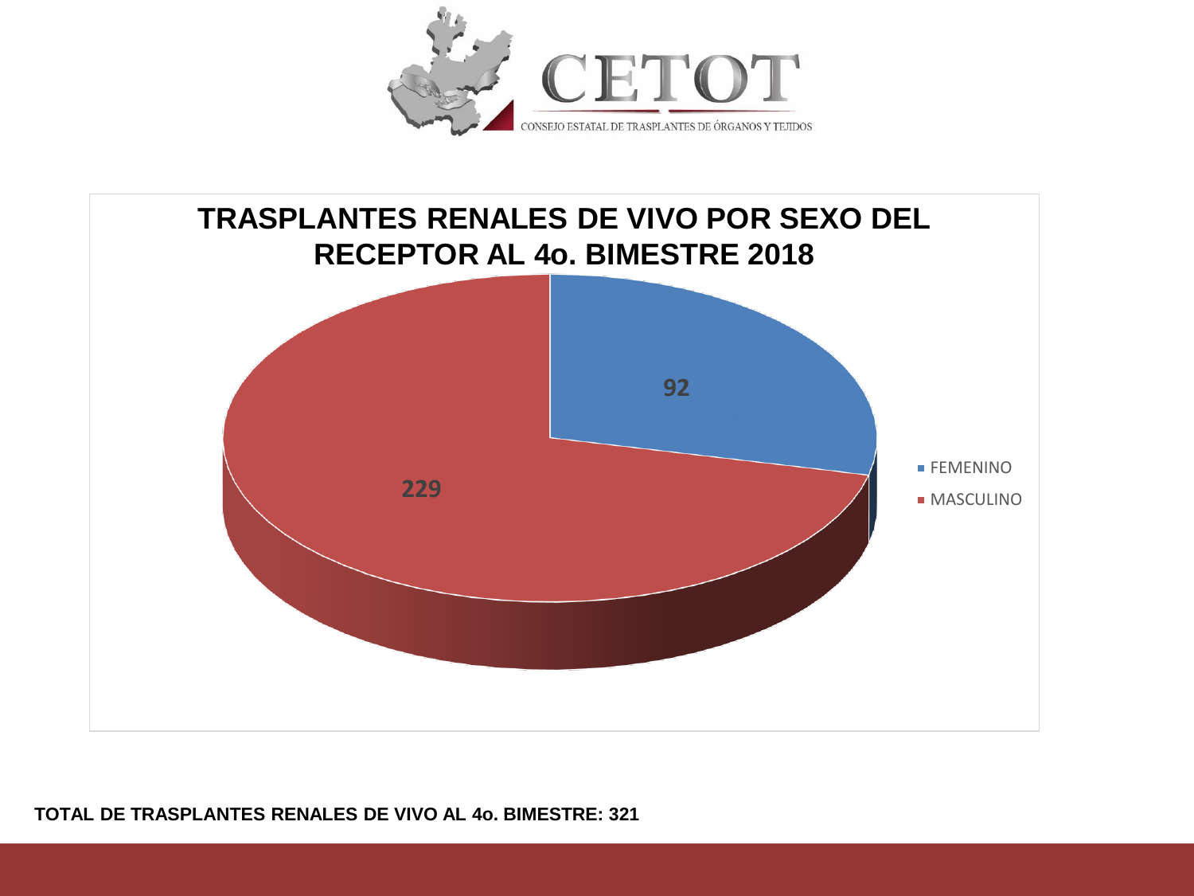CETOT

CONSEJO ESTATAL DE TRASPLANTES DE ÓRGANOS Y TEJIDOS

## TRASPLANTES RENALES DE VIVO POR SEXO DEL RECEPTOR AL 4o. BIMESTRE 2018

| Sexo | Trasplantes |
|---|---|
| FEMENINO | 92 |
| MASCULINO | 229 |

**TOTAL DE TRASPLANTES RENALES DE VIVO AL 4o. BIMESTRE: 321**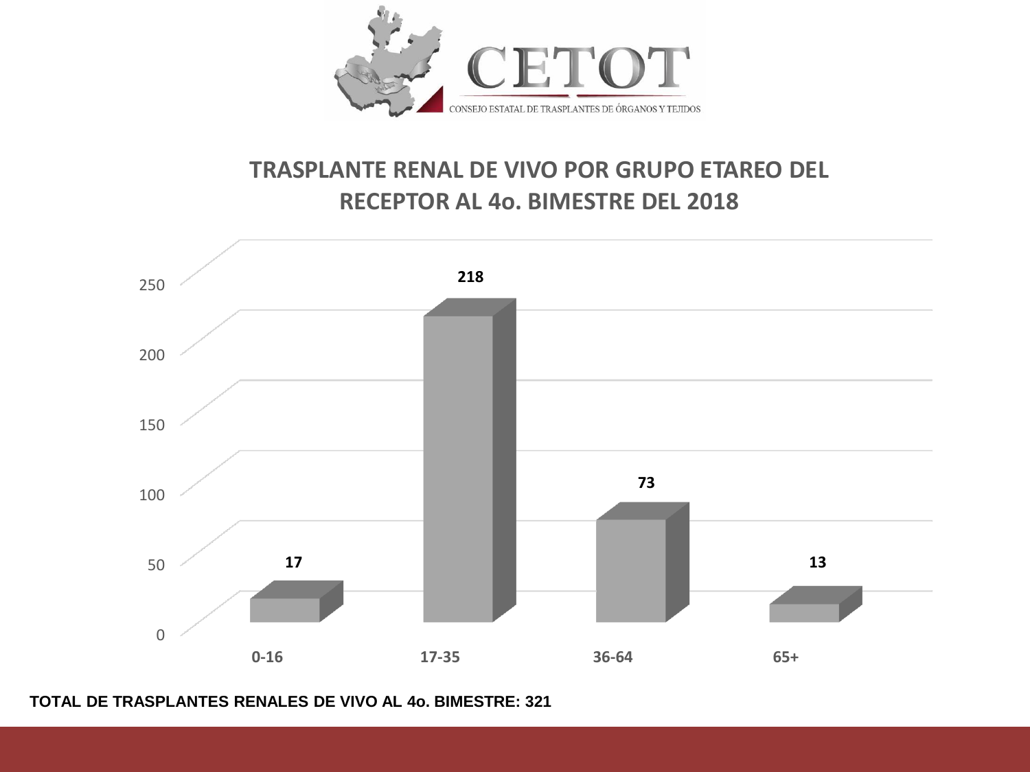CETOT

CONSEJO ESTATAL DE TRASPLANTES DE ÓRGANOS Y TEJIDOS

## TRASPLANTE RENAL DE VIVO POR GRUPO ETAREO DEL RECEPTOR AL 4o. BIMESTRE DEL 2018

| Grupo etareo | Trasplantes |
| --- | --- |
| 0-16 | 17 |
| 17-35 | 218 |
| 36-64 | 73 |
| 65+ | 13 |

**TOTAL DE TRASPLANTES RENALES DE VIVO AL 4o. BIMESTRE: 321**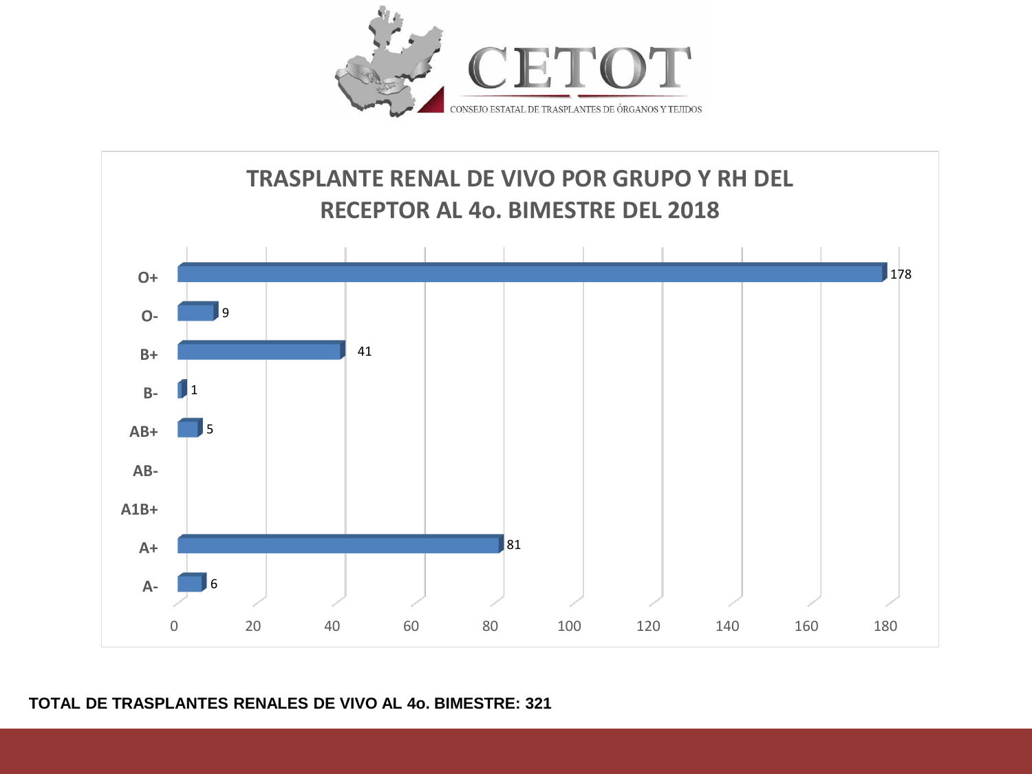CETOT

CONSEJO ESTATAL DE TRASPLANTES DE ÓRGANOS Y TEJIDOS

## TRASPLANTE RENAL DE VIVO POR GRUPO Y RH DEL RECEPTOR AL 4o. BIMESTRE DEL 2018

| Grupo y RH | Trasplantes |
| --- | --- |
| O+ | 178 |
| O- | 9 |
| B+ | 41 |
| B- | 1 |
| AB+ | 5 |
| AB- | |
| A1B+ | |
| A+ | 81 |
| A- | 6 |

**TOTAL DE TRASPLANTES RENALES DE VIVO AL 4o. BIMESTRE: 321**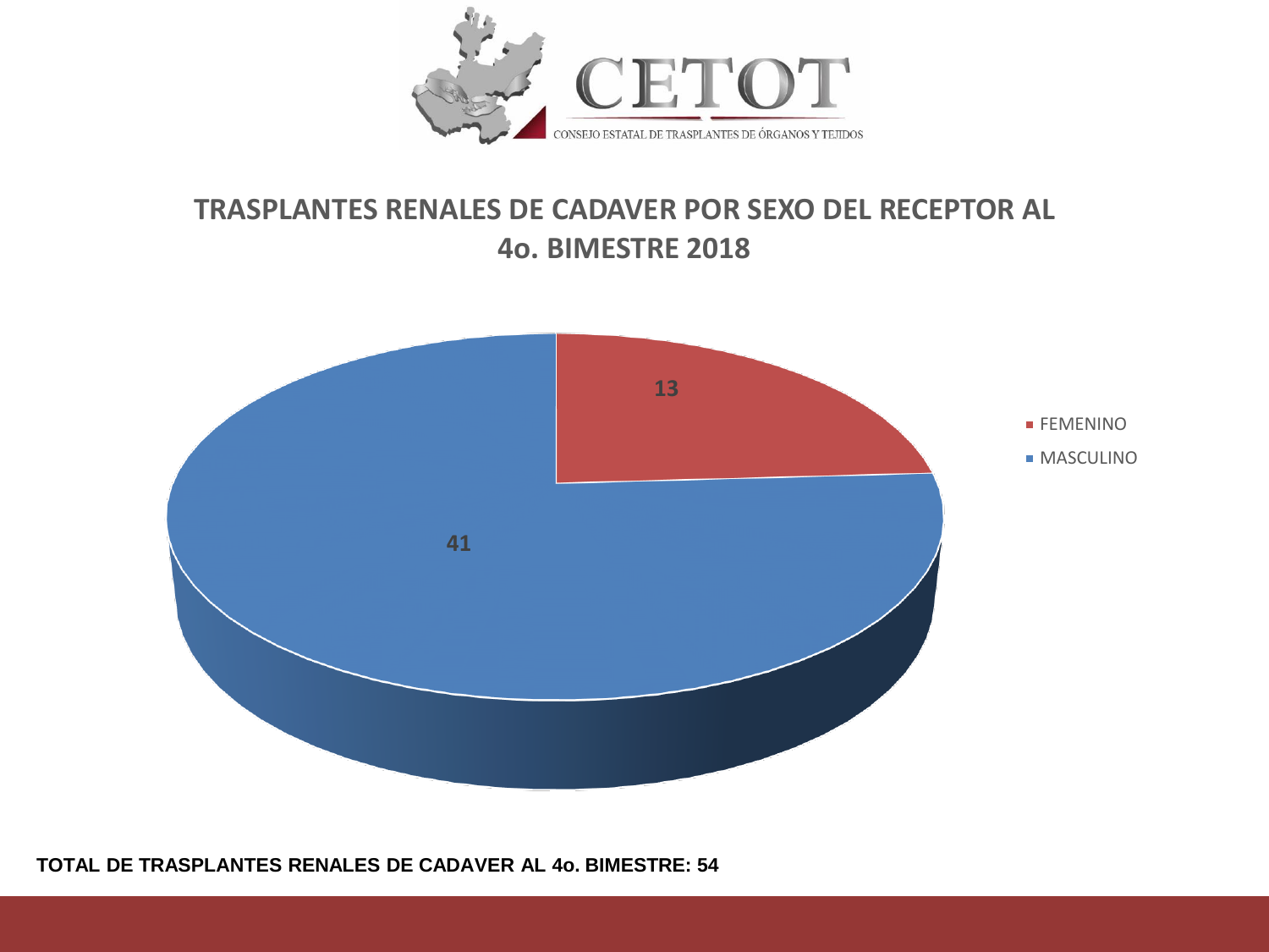CETOT

CONSEJO ESTATAL DE TRASPLANTES DE ÓRGANOS Y TEJIDOS

## TRASPLANTES RENALES DE CADAVER POR SEXO DEL RECEPTOR AL 4o. BIMESTRE 2018

| Sexo | Trasplantes |
| --- | --- |
| FEMENINO | 13 |
| MASCULINO | 41 |

**TOTAL DE TRASPLANTES RENALES DE CADAVER AL 4o. BIMESTRE: 54**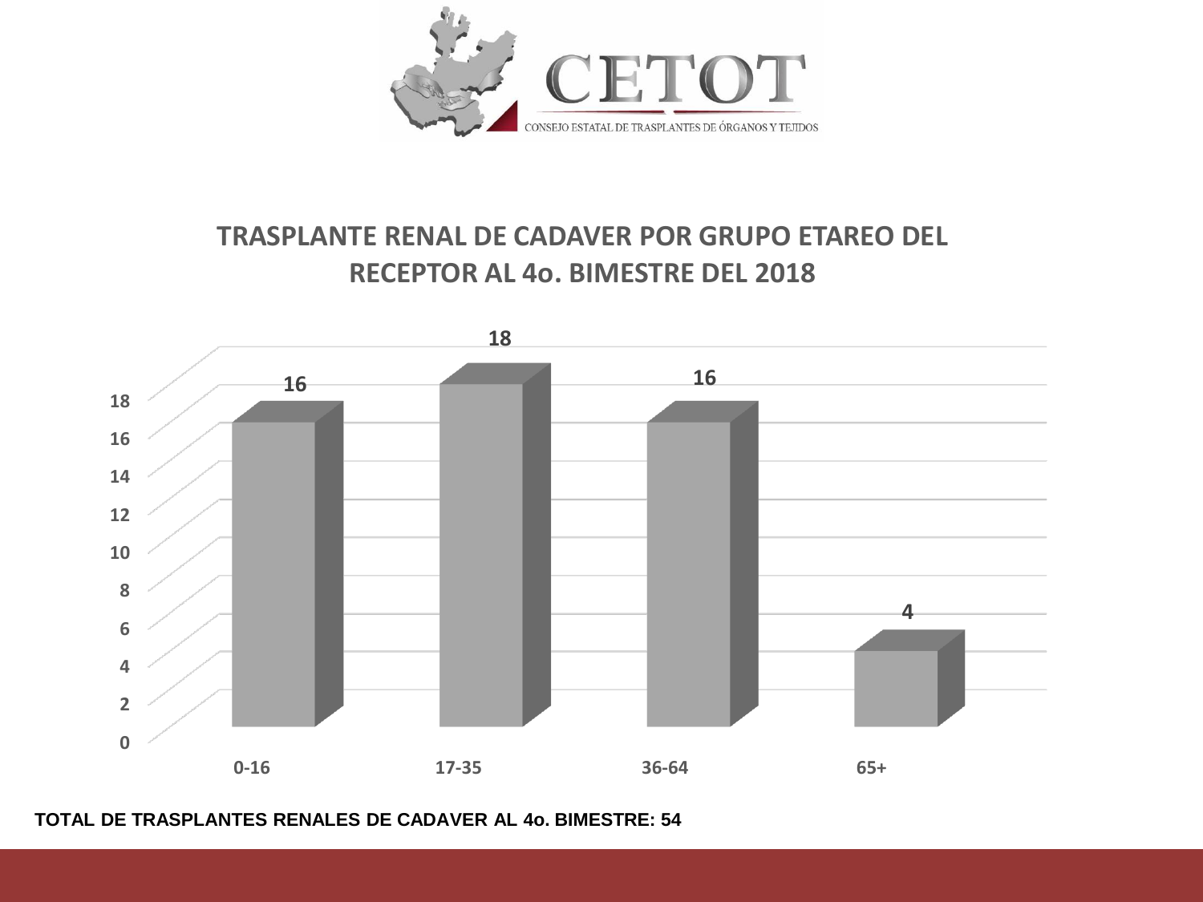CETOT

CONSEJO ESTATAL DE TRASPLANTES DE ÓRGANOS Y TEJIDOS

## TRASPLANTE RENAL DE CADAVER POR GRUPO ETAREO DEL RECEPTOR AL 4o. BIMESTRE DEL 2018

| Grupo etáreo | Trasplantes |
|---|---|
| 0-16 | 16 |
| 17-35 | 18 |
| 36-64 | 16 |
| 65+ | 4 |

**TOTAL DE TRASPLANTES RENALES DE CADAVER AL 4o. BIMESTRE: 54**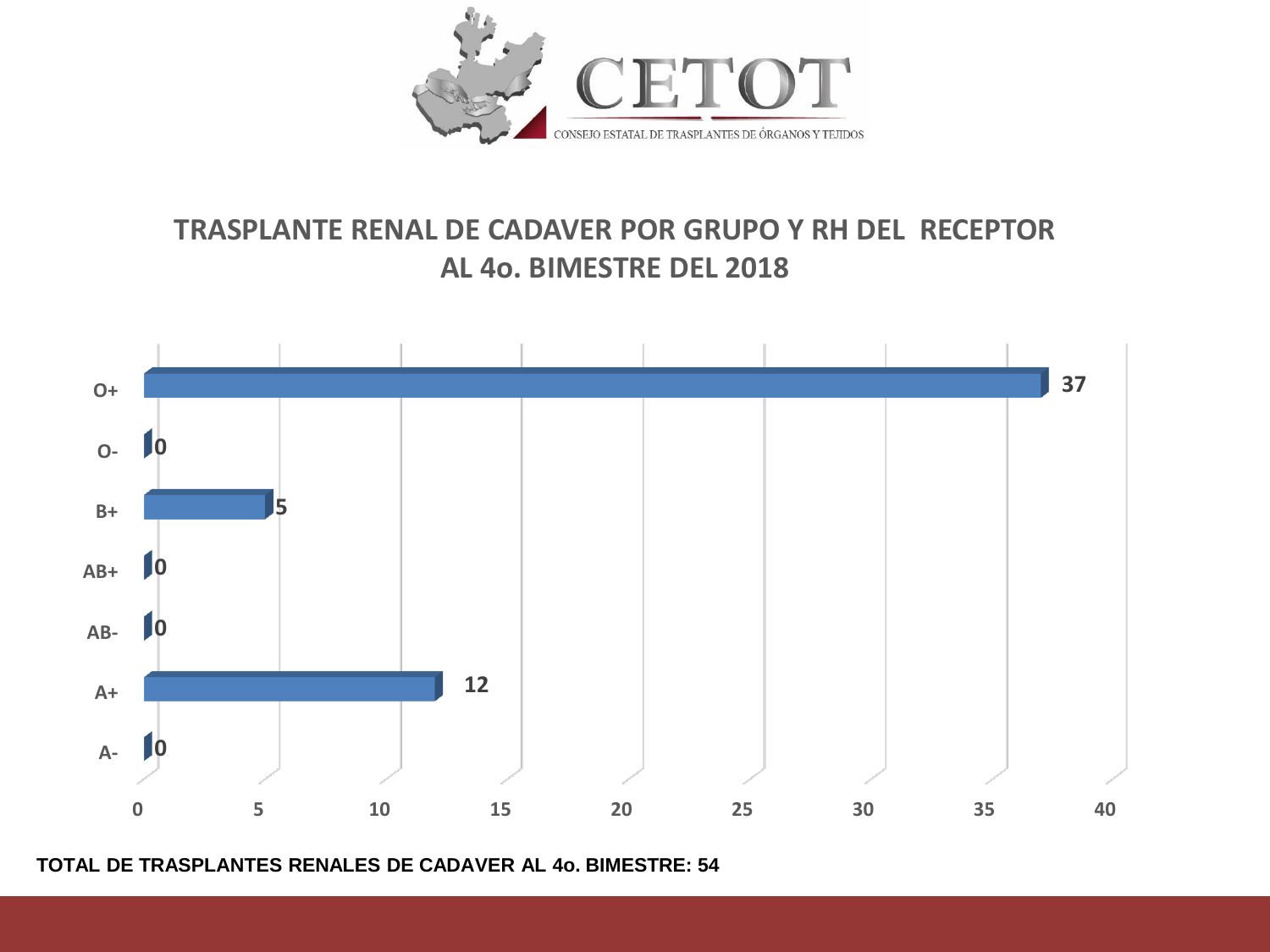CETOT

CONSEJO ESTATAL DE TRASPLANTES DE ÓRGANOS Y TEJIDOS

## TRASPLANTE RENAL DE CADAVER POR GRUPO Y RH DEL RECEPTOR AL 4o. BIMESTRE DEL 2018

| Grupo y RH | Trasplantes |
|---|---|
| O+ | 37 |
| O- | 0 |
| B+ | 5 |
| AB+ | 0 |
| AB- | 0 |
| A+ | 12 |
| A- | 0 |

**TOTAL DE TRASPLANTES RENALES DE CADAVER AL 4o. BIMESTRE: 54**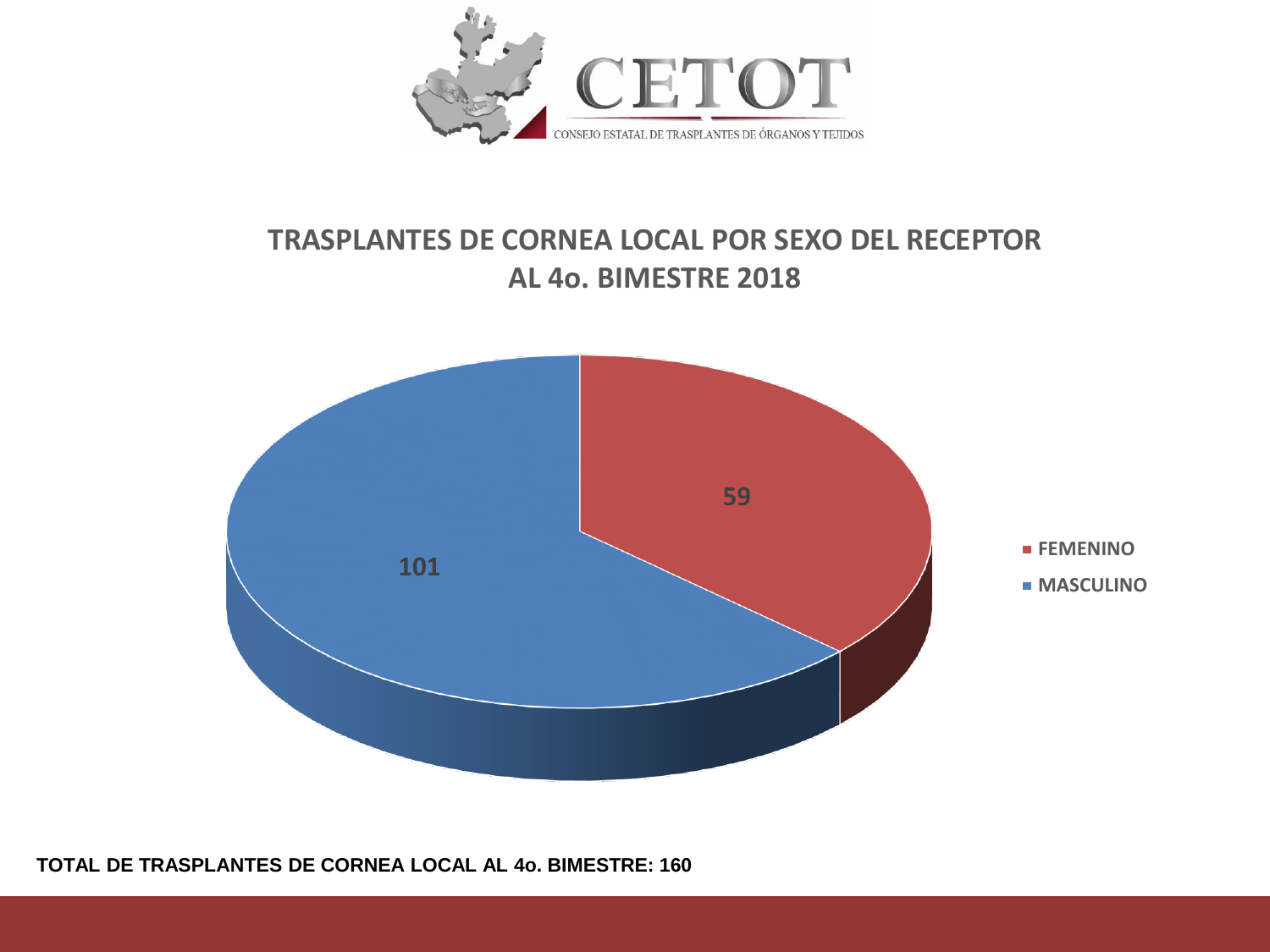CETOT

CONSEJO ESTATAL DE TRASPLANTES DE ÓRGANOS Y TEJIDOS

## TRASPLANTES DE CORNEA LOCAL POR SEXO DEL RECEPTOR AL 4o. BIMESTRE 2018

| Sexo | Trasplantes |
|---|---|
| FEMENINO | 59 |
| MASCULINO | 101 |

**TOTAL DE TRASPLANTES DE CORNEA LOCAL AL 4o. BIMESTRE: 160**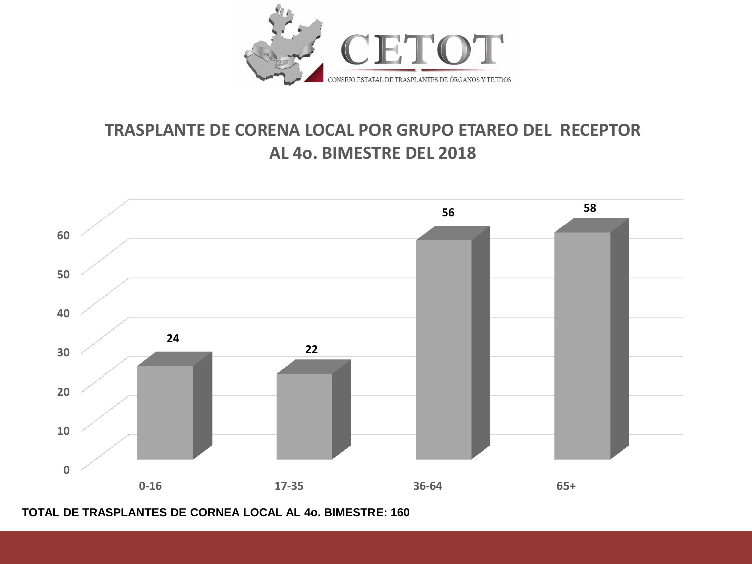CETOT

CONSEJO ESTATAL DE TRASPLANTES DE ÓRGANOS Y TEJIDOS

## TRASPLANTE DE CORENA LOCAL POR GRUPO ETAREO DEL RECEPTOR AL 4o. BIMESTRE DEL 2018

| Grupo etareo | Trasplantes |
|---|---|
| 0-16 | 24 |
| 17-35 | 22 |
| 36-64 | 56 |
| 65+ | 58 |

**TOTAL DE TRASPLANTES DE CORNEA LOCAL AL 4o. BIMESTRE: 160**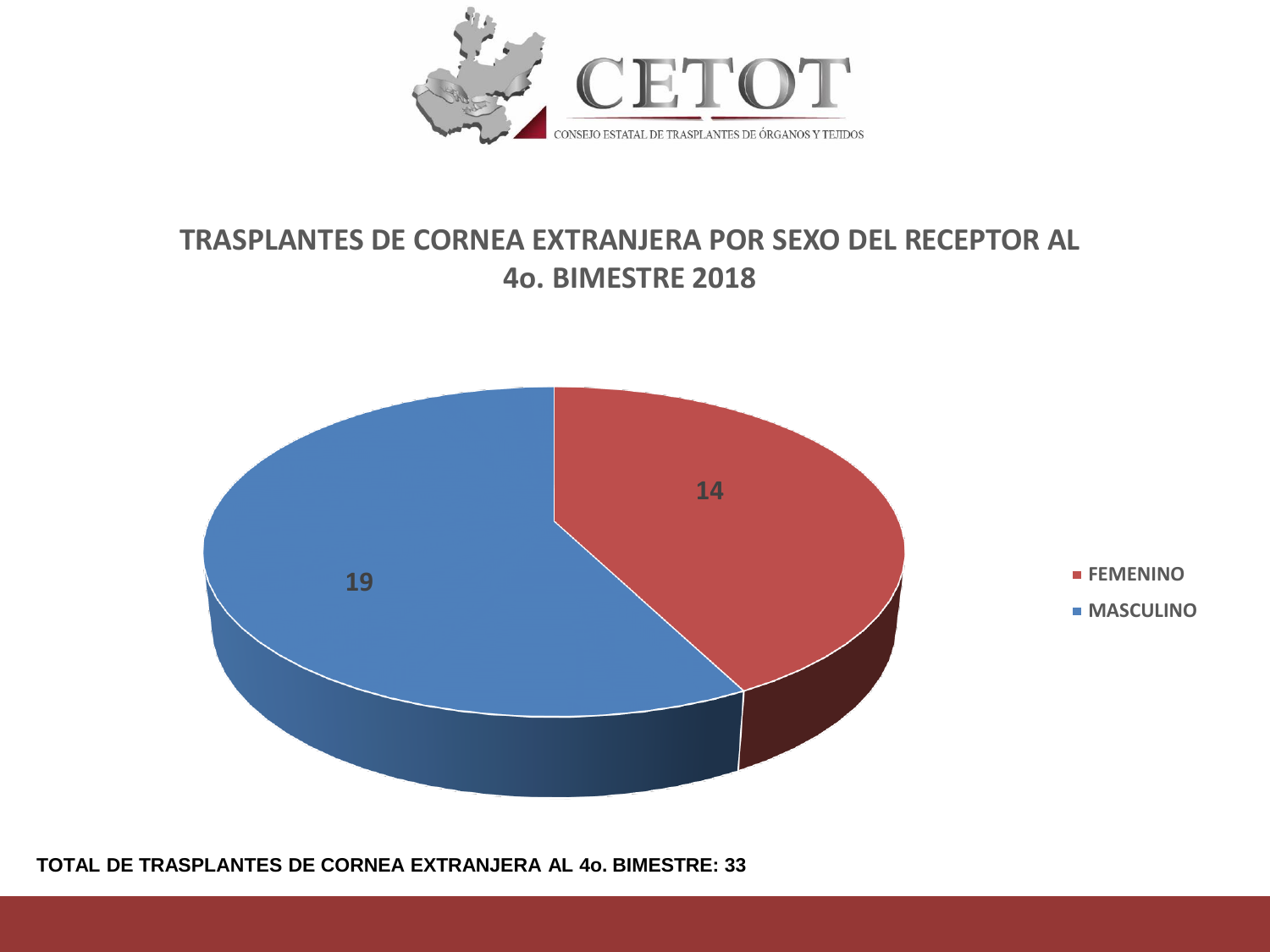CETOT

CONSEJO ESTATAL DE TRASPLANTES DE ÓRGANOS Y TEJIDOS

## TRASPLANTES DE CORNEA EXTRANJERA POR SEXO DEL RECEPTOR AL 4o. BIMESTRE 2018

| Sexo | Trasplantes |
| --- | --- |
| FEMENINO | 14 |
| MASCULINO | 19 |

**TOTAL DE TRASPLANTES DE CORNEA EXTRANJERA AL 4o. BIMESTRE: 33**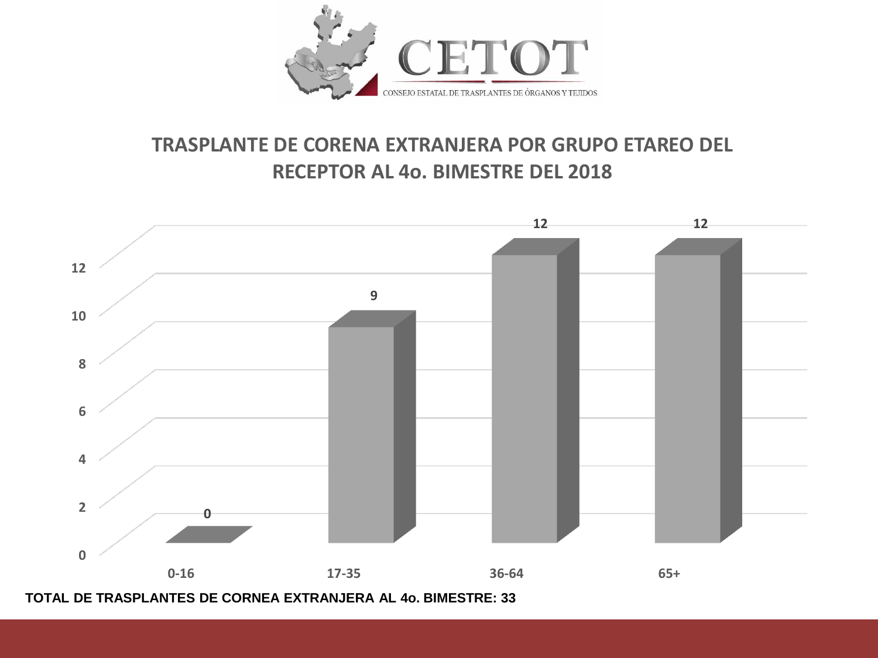CETOT

CONSEJO ESTATAL DE TRASPLANTES DE ÓRGANOS Y TEJIDOS

## TRASPLANTE DE CORENA EXTRANJERA POR GRUPO ETAREO DEL RECEPTOR AL 4o. BIMESTRE DEL 2018

| Grupo etareo | Trasplantes |
|---|---|
| 0-16 | 0 |
| 17-35 | 9 |
| 36-64 | 12 |
| 65+ | 12 |

**TOTAL DE TRASPLANTES DE CORNEA EXTRANJERA AL 4o. BIMESTRE: 33**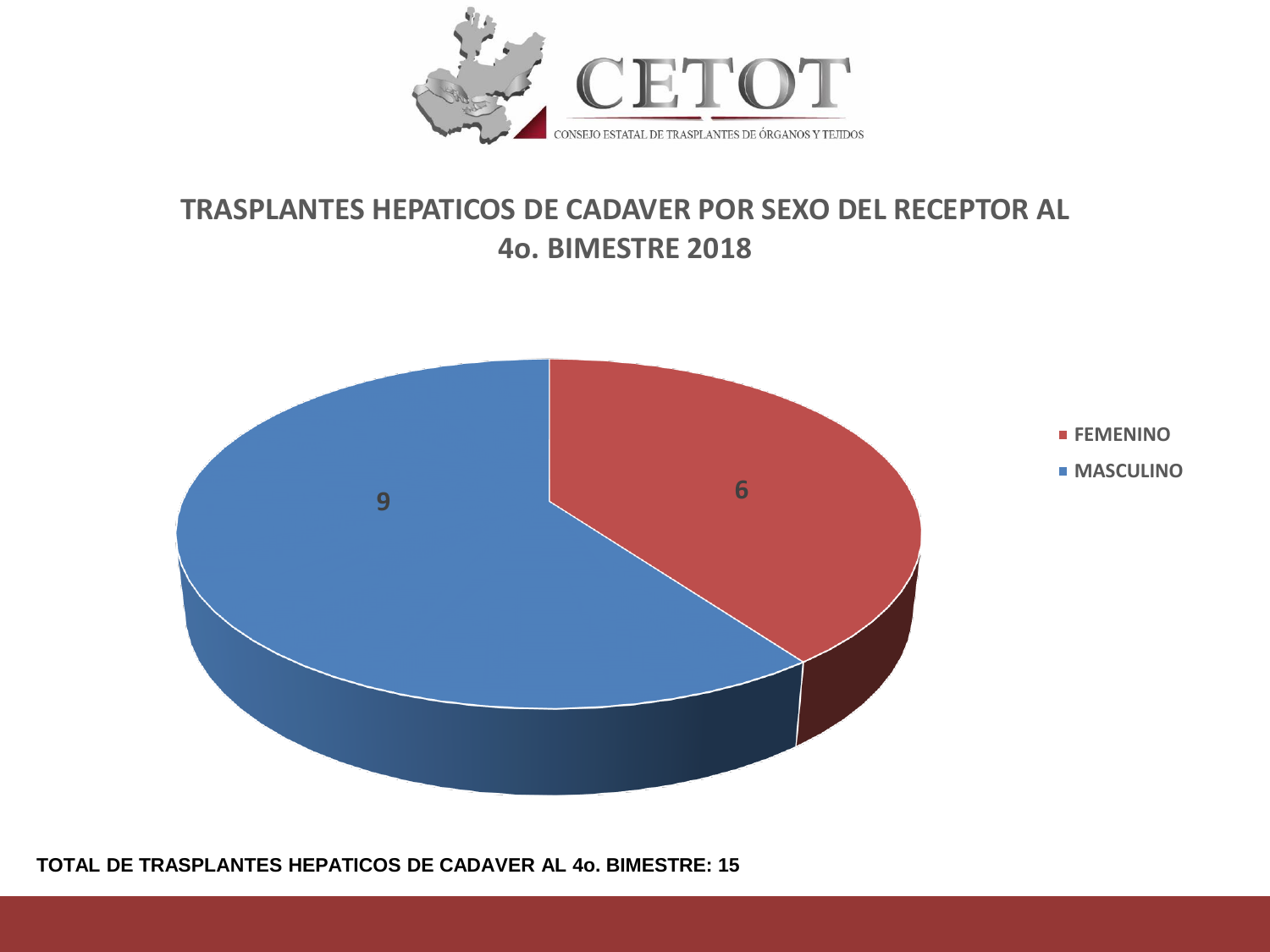CETOT

CONSEJO ESTATAL DE TRASPLANTES DE ÓRGANOS Y TEJIDOS

## TRASPLANTES HEPATICOS DE CADAVER POR SEXO DEL RECEPTOR AL 4o. BIMESTRE 2018

| Sexo | Trasplantes |
| --- | --- |
| FEMENINO | 6 |
| MASCULINO | 9 |

**TOTAL DE TRASPLANTES HEPATICOS DE CADAVER AL 4o. BIMESTRE: 15**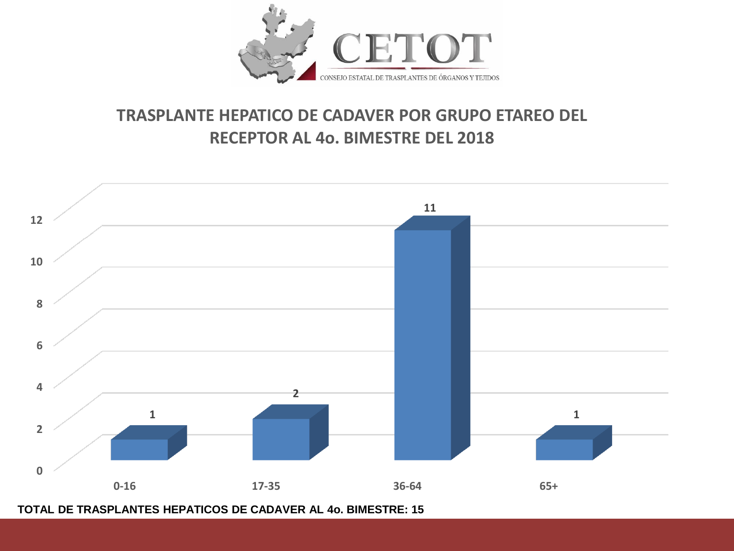CETOT

CONSEJO ESTATAL DE TRASPLANTES DE ÓRGANOS Y TEJIDOS

## TRASPLANTE HEPATICO DE CADAVER POR GRUPO ETAREO DEL RECEPTOR AL 4o. BIMESTRE DEL 2018

| Grupo etáreo | Trasplantes |
|---|---|
| 0-16 | 1 |
| 17-35 | 2 |
| 36-64 | 11 |
| 65+ | 1 |

**TOTAL DE TRASPLANTES HEPATICOS DE CADAVER AL 4o. BIMESTRE: 15**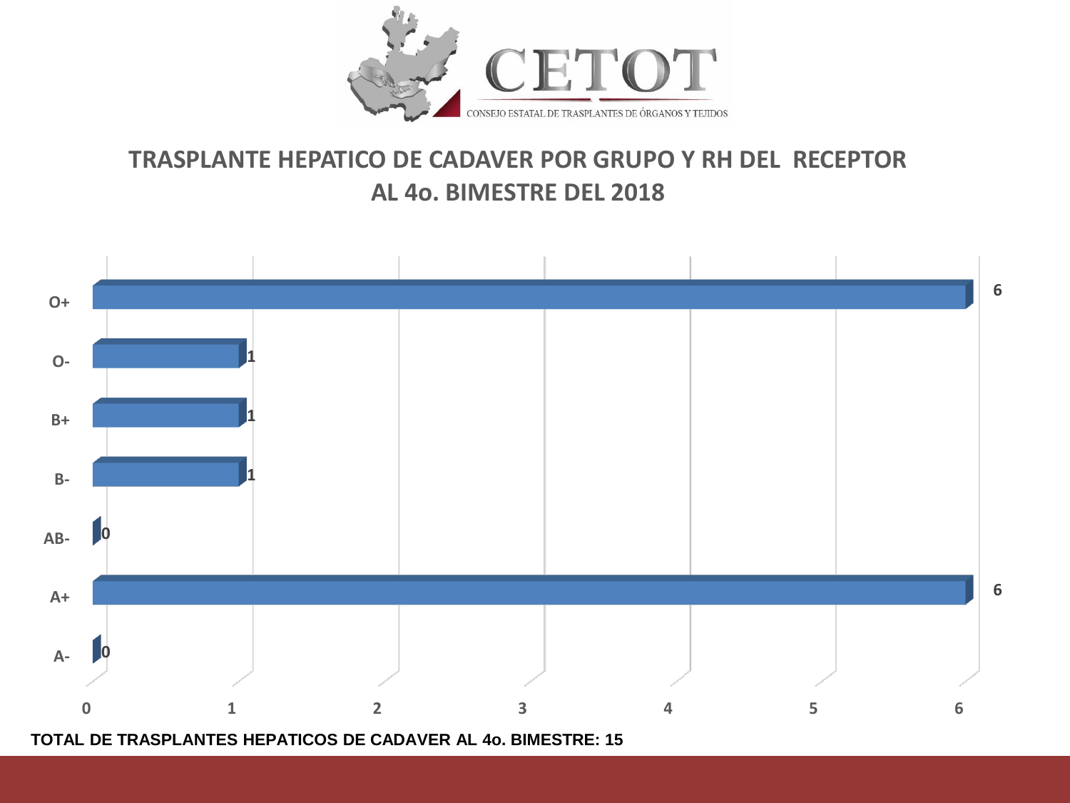CETOT

CONSEJO ESTATAL DE TRASPLANTES DE ÓRGANOS Y TEJIDOS

## TRASPLANTE HEPATICO DE CADAVER POR GRUPO Y RH DEL RECEPTOR AL 4o. BIMESTRE DEL 2018

O+ 6

O- 1

B+ 1

B- 1

AB- 0

A+ 6

A- 0

0 1 2 3 4 5 6

**TOTAL DE TRASPLANTES HEPATICOS DE CADAVER AL 4o. BIMESTRE: 15**